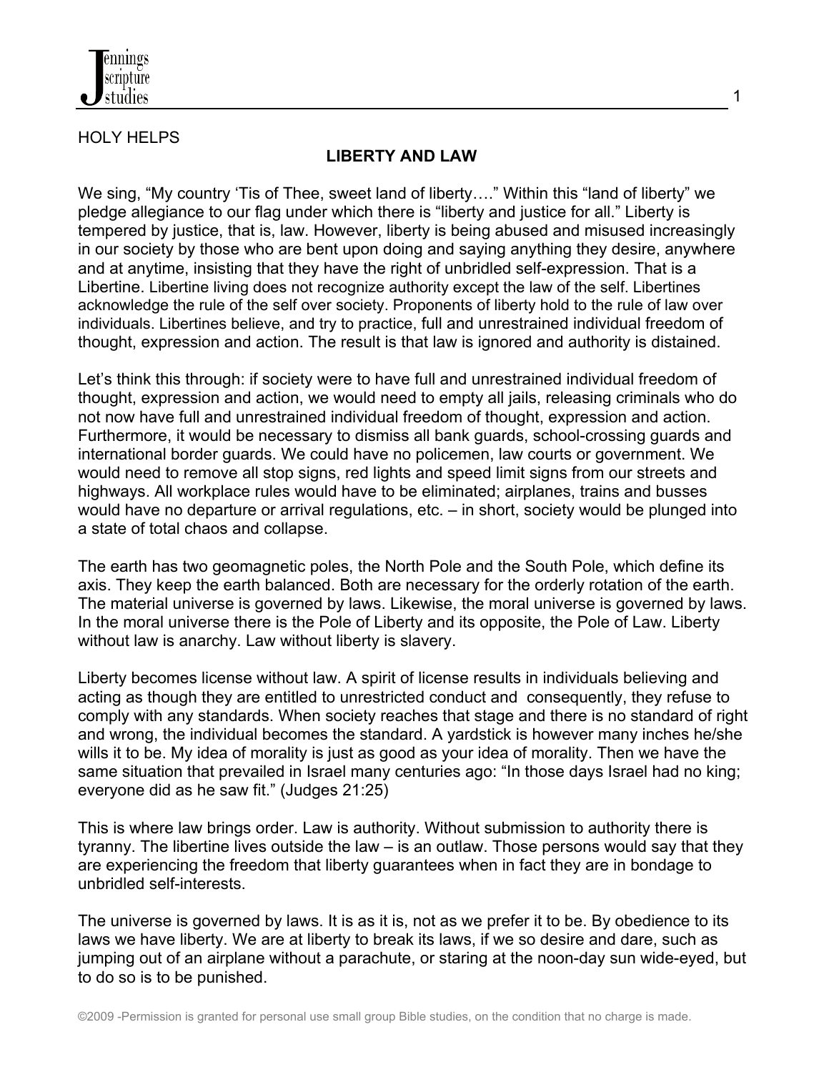HOLY HELPS

# LIBERTY AND LAW

We sing, "My country 'Tis of Thee, sweet land of liberty…." Within this "land of liberty" we pledge allegiance to our flag under which there is "liberty and justice for all." Liberty is tempered by justice, that is, law. However, liberty is being abused and misused increasingly in our society by those who are bent upon doing and saying anything they desire, anywhere and at anytime, insisting that they have the right of unbridled self-expression. That is a Libertine. Libertine living does not recognize authority except the law of the self. Libertines acknowledge the rule of the self over society. Proponents of liberty hold to the rule of law over individuals. Libertines believe, and try to practice, full and unrestrained individual freedom of thought, expression and action. The result is that law is ignored and authority is distained.

Let's think this through: if society were to have full and unrestrained individual freedom of thought, expression and action, we would need to empty all jails, releasing criminals who do not now have full and unrestrained individual freedom of thought, expression and action. Furthermore, it would be necessary to dismiss all bank guards, school-crossing guards and international border guards. We could have no policemen, law courts or government. We would need to remove all stop signs, red lights and speed limit signs from our streets and highways. All workplace rules would have to be eliminated; airplanes, trains and busses would have no departure or arrival regulations, etc. – in short, society would be plunged into a state of total chaos and collapse.

The earth has two geomagnetic poles, the North Pole and the South Pole, which define its axis. They keep the earth balanced. Both are necessary for the orderly rotation of the earth. The material universe is governed by laws. Likewise, the moral universe is governed by laws. In the moral universe there is the Pole of Liberty and its opposite, the Pole of Law. Liberty without law is anarchy. Law without liberty is slavery.

Liberty becomes license without law. A spirit of license results in individuals believing and acting as though they are entitled to unrestricted conduct and consequently, they refuse to comply with any standards. When society reaches that stage and there is no standard of right and wrong, the individual becomes the standard. A yardstick is however many inches he/she wills it to be. My idea of morality is just as good as your idea of morality. Then we have the same situation that prevailed in Israel many centuries ago: "In those days Israel had no king; everyone did as he saw fit." (Judges 21:25)

This is where law brings order. Law is authority. Without submission to authority there is tyranny. The libertine lives outside the law – is an outlaw. Those persons would say that they are experiencing the freedom that liberty guarantees when in fact they are in bondage to unbridled self-interests.

The universe is governed by laws. It is as it is, not as we prefer it to be. By obedience to its laws we have liberty. We are at liberty to break its laws, if we so desire and dare, such as jumping out of an airplane without a parachute, or staring at the noon-day sun wide-eyed, but to do so is to be punished.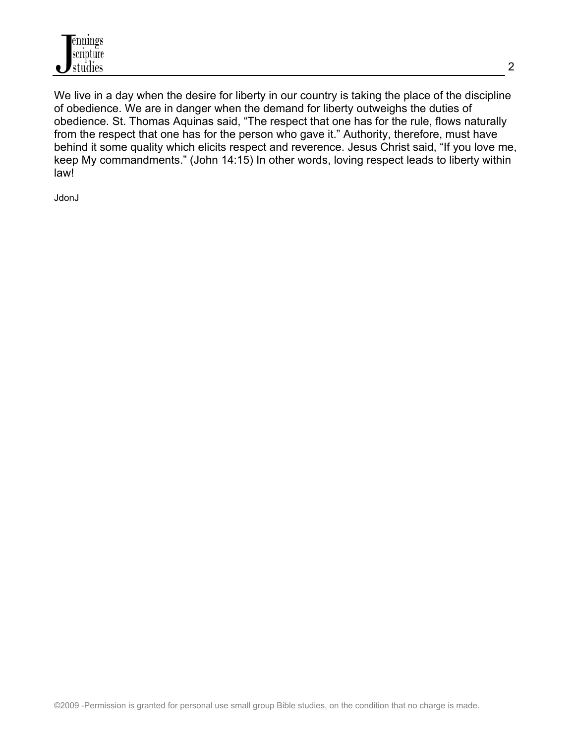We live in a day when the desire for liberty in our country is taking the place of the discipline of obedience. We are in danger when the demand for liberty outweighs the duties of obedience. St. Thomas Aquinas said, “The respect that one has for the rule, flows naturally from the respect that one has for the person who gave it.” Authority, therefore, must have behind it some quality which elicits respect and reverence. Jesus Christ said, “If you love me, keep My commandments.” (John 14:15) In other words, loving respect leads to liberty within law!

JdonJ

©2009 -Permission is granted for personal use small group Bible studies, on the condition that no charge is made.